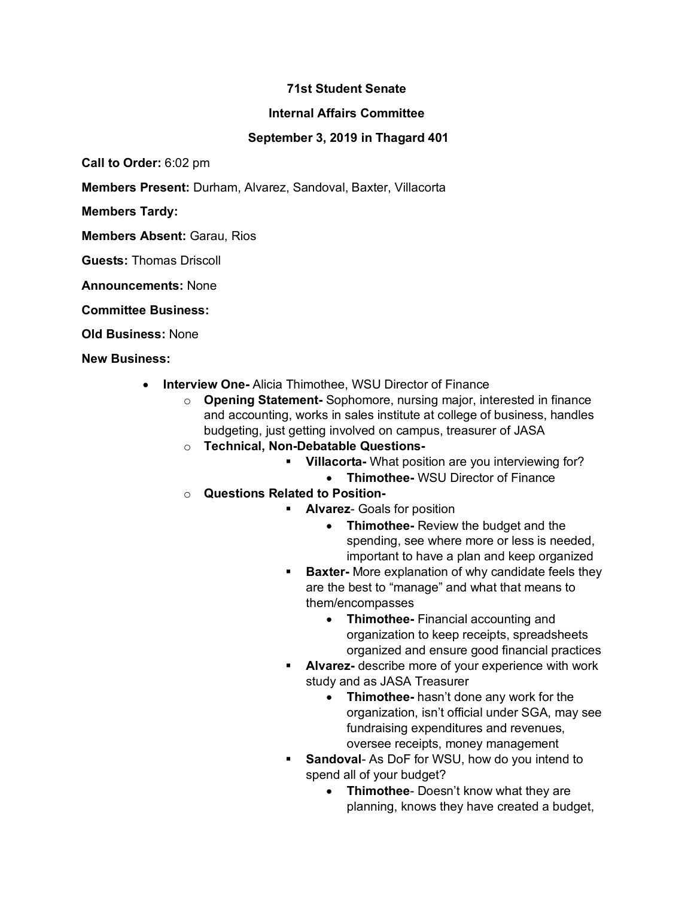**71st Student Senate**

**Internal Affairs Committee**

**September 3, 2019 in Thagard 401**

**Call to Order:** 6:02 pm

**Members Present:** Durham, Alvarez, Sandoval, Baxter, Villacorta

**Members Tardy:**

**Members Absent:** Garau, Rios

**Guests:** Thomas Driscoll

**Announcements:** None

**Committee Business:**

**Old Business:** None

**New Business:**

- **Interview One-** Alicia Thimothee, WSU Director of Finance
  - **Opening Statement-** Sophomore, nursing major, interested in finance and accounting, works in sales institute at college of business, handles budgeting, just getting involved on campus, treasurer of JASA
  - **Technical, Non-Debatable Questions-**
    - **Villacorta-** What position are you interviewing for?
      - **Thimothee-** WSU Director of Finance
  - **Questions Related to Position-**
    - **Alvarez**- Goals for position
      - **Thimothee-** Review the budget and the spending, see where more or less is needed, important to have a plan and keep organized
    - **Baxter-** More explanation of why candidate feels they are the best to "manage" and what that means to them/encompasses
      - **Thimothee-** Financial accounting and organization to keep receipts, spreadsheets organized and ensure good financial practices
    - **Alvarez-** describe more of your experience with work study and as JASA Treasurer
      - **Thimothee-** hasn't done any work for the organization, isn't official under SGA, may see fundraising expenditures and revenues, oversee receipts, money management
    - **Sandoval**- As DoF for WSU, how do you intend to spend all of your budget?
      - **Thimothee**- Doesn't know what they are planning, knows they have created a budget,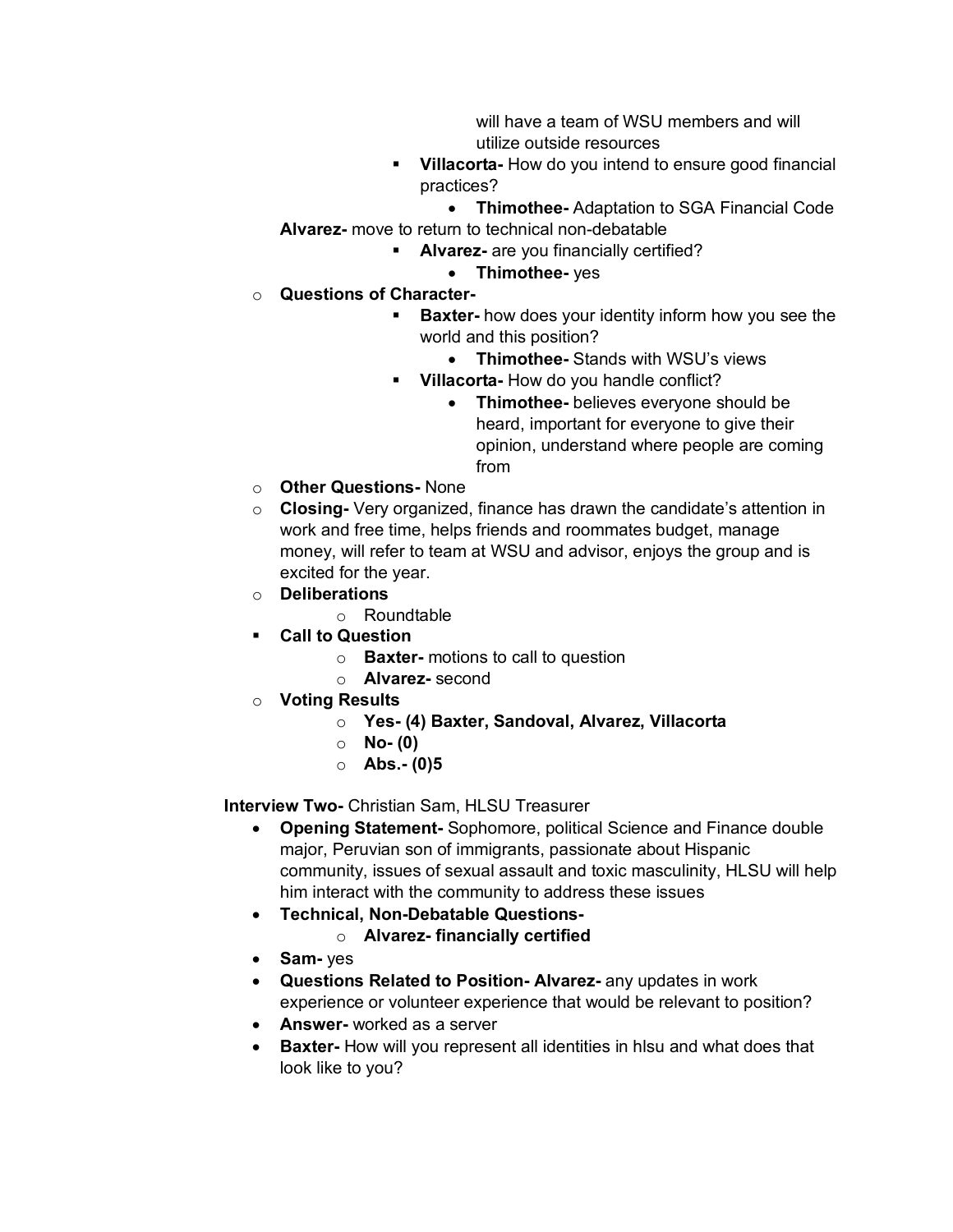will have a team of WSU members and will utilize outside resources

- **Villacorta-** How do you intend to ensure good financial practices?
  - **Thimothee-** Adaptation to SGA Financial Code

**Alvarez-** move to return to technical non-debatable

- **Alvarez-** are you financially certified?
  - **Thimothee-** yes

- **Questions of Character-**
  - **Baxter-** how does your identity inform how you see the world and this position?
    - **Thimothee-** Stands with WSU's views
  - **Villacorta-** How do you handle conflict?
    - **Thimothee-** believes everyone should be heard, important for everyone to give their opinion, understand where people are coming from
- **Other Questions-** None
- **Closing-** Very organized, finance has drawn the candidate's attention in work and free time, helps friends and roommates budget, manage money, will refer to team at WSU and advisor, enjoys the group and is excited for the year.
- **Deliberations**
  - Roundtable
- **Call to Question**
  - **Baxter-** motions to call to question
  - **Alvarez-** second
- **Voting Results**
  - **Yes- (4) Baxter, Sandoval, Alvarez, Villacorta**
  - **No- (0)**
  - **Abs.- (0)5**

**Interview Two-** Christian Sam, HLSU Treasurer

- **Opening Statement-** Sophomore, political Science and Finance double major, Peruvian son of immigrants, passionate about Hispanic community, issues of sexual assault and toxic masculinity, HLSU will help him interact with the community to address these issues
- **Technical, Non-Debatable Questions-**
  - **Alvarez- financially certified**
- **Sam-** yes
- **Questions Related to Position- Alvarez-** any updates in work experience or volunteer experience that would be relevant to position?
- **Answer-** worked as a server
- **Baxter-** How will you represent all identities in hlsu and what does that look like to you?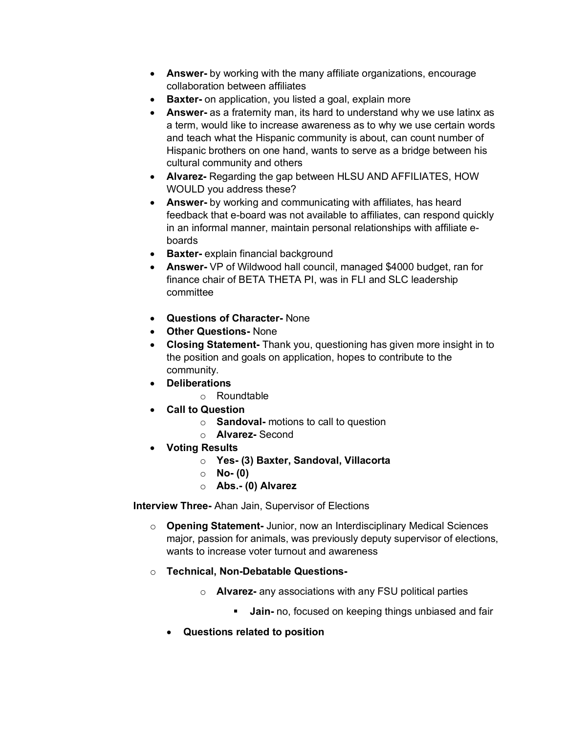- **Answer-** by working with the many affiliate organizations, encourage collaboration between affiliates
- **Baxter-** on application, you listed a goal, explain more
- **Answer-** as a fraternity man, its hard to understand why we use latinx as a term, would like to increase awareness as to why we use certain words and teach what the Hispanic community is about, can count number of Hispanic brothers on one hand, wants to serve as a bridge between his cultural community and others
- **Alvarez-** Regarding the gap between HLSU AND AFFILIATES, HOW WOULD you address these?
- **Answer-** by working and communicating with affiliates, has heard feedback that e-board was not available to affiliates, can respond quickly in an informal manner, maintain personal relationships with affiliate e-boards
- **Baxter-** explain financial background
- **Answer-** VP of Wildwood hall council, managed $4000 budget, ran for finance chair of BETA THETA PI, was in FLI and SLC leadership committee

- **Questions of Character-** None
- **Other Questions-** None
- **Closing Statement-** Thank you, questioning has given more insight in to the position and goals on application, hopes to contribute to the community.
- **Deliberations**
  - Roundtable
- **Call to Question**
  - **Sandoval-** motions to call to question
  - **Alvarez-** Second
- **Voting Results**
  - **Yes- (3) Baxter, Sandoval, Villacorta**
  - **No- (0)**
  - **Abs.- (0) Alvarez**

**Interview Three-** Ahan Jain, Supervisor of Elections

- **Opening Statement-** Junior, now an Interdisciplinary Medical Sciences major, passion for animals, was previously deputy supervisor of elections, wants to increase voter turnout and awareness
- **Technical, Non-Debatable Questions-**
  - **Alvarez-** any associations with any FSU political parties
    - **Jain-** no, focused on keeping things unbiased and fair
- **Questions related to position**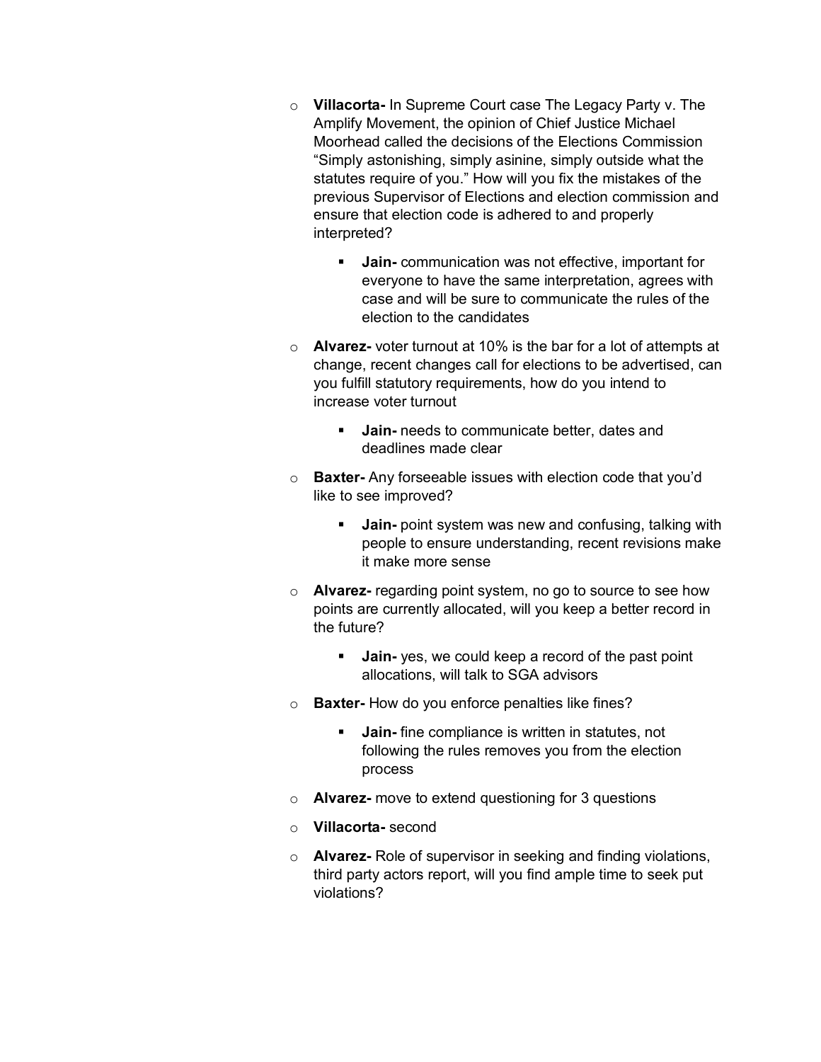- **Villacorta-** In Supreme Court case The Legacy Party v. The Amplify Movement, the opinion of Chief Justice Michael Moorhead called the decisions of the Elections Commission "Simply astonishing, simply asinine, simply outside what the statutes require of you." How will you fix the mistakes of the previous Supervisor of Elections and election commission and ensure that election code is adhered to and properly interpreted?
    - **Jain-** communication was not effective, important for everyone to have the same interpretation, agrees with case and will be sure to communicate the rules of the election to the candidates
- **Alvarez-** voter turnout at 10% is the bar for a lot of attempts at change, recent changes call for elections to be advertised, can you fulfill statutory requirements, how do you intend to increase voter turnout
    - **Jain-** needs to communicate better, dates and deadlines made clear
- **Baxter-** Any forseeable issues with election code that you'd like to see improved?
    - **Jain-** point system was new and confusing, talking with people to ensure understanding, recent revisions make it make more sense
- **Alvarez-** regarding point system, no go to source to see how points are currently allocated, will you keep a better record in the future?
    - **Jain-** yes, we could keep a record of the past point allocations, will talk to SGA advisors
- **Baxter-** How do you enforce penalties like fines?
    - **Jain-** fine compliance is written in statutes, not following the rules removes you from the election process
- **Alvarez-** move to extend questioning for 3 questions
- **Villacorta-** second
- **Alvarez-** Role of supervisor in seeking and finding violations, third party actors report, will you find ample time to seek put violations?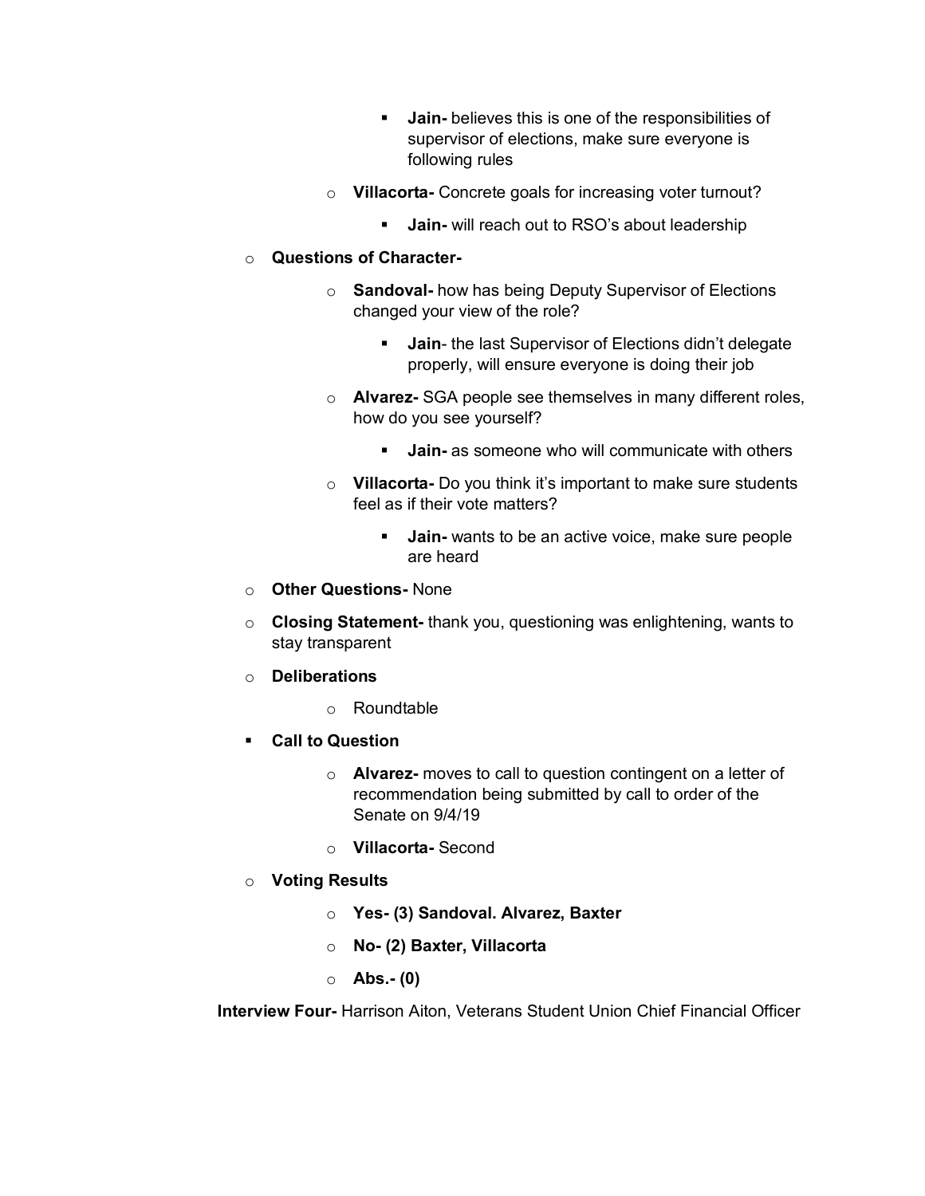- **Jain-** believes this is one of the responsibilities of supervisor of elections, make sure everyone is following rules
    - **Villacorta-** Concrete goals for increasing voter turnout?
        - **Jain-** will reach out to RSO's about leadership
- **Questions of Character-**
    - **Sandoval-** how has being Deputy Supervisor of Elections changed your view of the role?
        - **Jain**- the last Supervisor of Elections didn't delegate properly, will ensure everyone is doing their job
    - **Alvarez-** SGA people see themselves in many different roles, how do you see yourself?
        - **Jain-** as someone who will communicate with others
    - **Villacorta-** Do you think it's important to make sure students feel as if their vote matters?
        - **Jain-** wants to be an active voice, make sure people are heard
- **Other Questions-** None
- **Closing Statement-** thank you, questioning was enlightening, wants to stay transparent
- **Deliberations**
    - Roundtable
- **Call to Question**
    - **Alvarez-** moves to call to question contingent on a letter of recommendation being submitted by call to order of the Senate on 9/4/19
    - **Villacorta-** Second
- **Voting Results**
    - **Yes- (3) Sandoval. Alvarez, Baxter**
    - **No- (2) Baxter, Villacorta**
    - **Abs.- (0)**

**Interview Four-** Harrison Aiton, Veterans Student Union Chief Financial Officer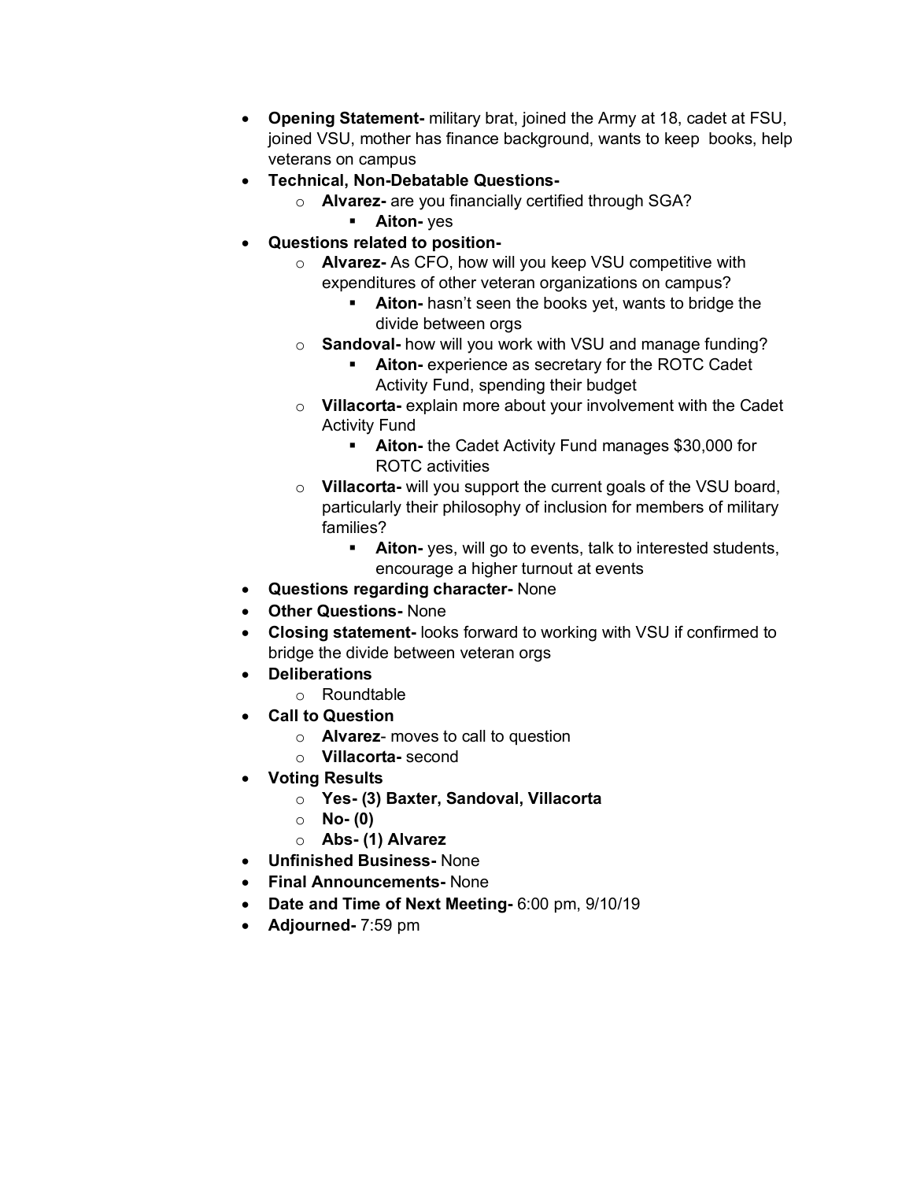- **Opening Statement-** military brat, joined the Army at 18, cadet at FSU, joined VSU, mother has finance background, wants to keep books, help veterans on campus
- **Technical, Non-Debatable Questions-**
  - **Alvarez-** are you financially certified through SGA?
    - **Aiton-** yes
- **Questions related to position-**
  - **Alvarez-** As CFO, how will you keep VSU competitive with expenditures of other veteran organizations on campus?
    - **Aiton-** hasn't seen the books yet, wants to bridge the divide between orgs
  - **Sandoval-** how will you work with VSU and manage funding?
    - **Aiton-** experience as secretary for the ROTC Cadet Activity Fund, spending their budget
  - **Villacorta-** explain more about your involvement with the Cadet Activity Fund
    - **Aiton-** the Cadet Activity Fund manages $30,000 for ROTC activities
  - **Villacorta-** will you support the current goals of the VSU board, particularly their philosophy of inclusion for members of military families?
    - **Aiton-** yes, will go to events, talk to interested students, encourage a higher turnout at events
- **Questions regarding character-** None
- **Other Questions-** None
- **Closing statement-** looks forward to working with VSU if confirmed to bridge the divide between veteran orgs
- **Deliberations**
  - Roundtable
- **Call to Question**
  - **Alvarez**- moves to call to question
  - **Villacorta-** second
- **Voting Results**
  - **Yes- (3) Baxter, Sandoval, Villacorta**
  - **No- (0)**
  - **Abs- (1) Alvarez**
- **Unfinished Business-** None
- **Final Announcements-** None
- **Date and Time of Next Meeting-** 6:00 pm, 9/10/19
- **Adjourned-** 7:59 pm